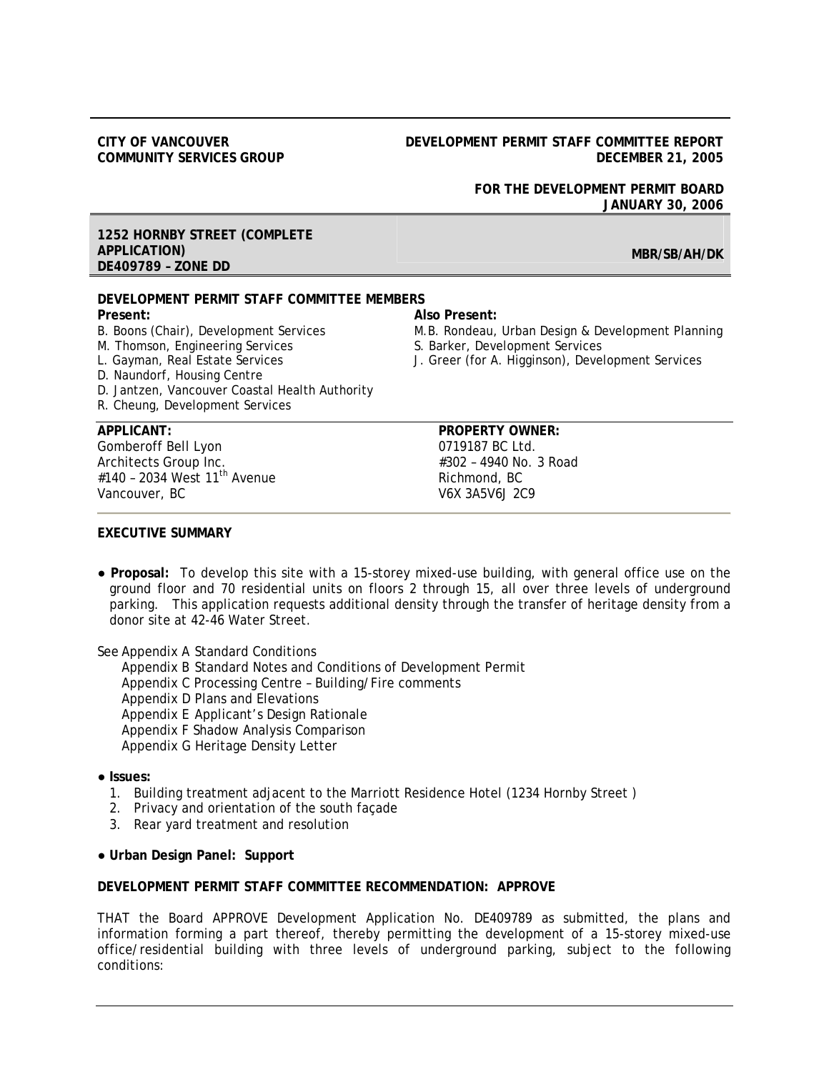**CITY OF VANCOUVER**
**COMMUNITY SERVICES GROUP**

**DEVELOPMENT PERMIT STAFF COMMITTEE REPORT**
**DECEMBER 21, 2005**

**FOR THE DEVELOPMENT PERMIT BOARD**
**JANUARY 30, 2006**

**1252 HORNBY STREET (COMPLETE APPLICATION)**
**DE409789 – ZONE DD**

**MBR/SB/AH/DK**

**DEVELOPMENT PERMIT STAFF COMMITTEE MEMBERS**

**Present:**
B. Boons (Chair), Development Services
M. Thomson, Engineering Services
L. Gayman, Real Estate Services
D. Naundorf, Housing Centre
D. Jantzen, Vancouver Coastal Health Authority
R. Cheung, Development Services

**Also Present:**
M.B. Rondeau, Urban Design & Development Planning
S. Barker, Development Services
J. Greer (for A. Higginson), Development Services

**APPLICANT:**
Gomberoff Bell Lyon
Architects Group Inc.
#140 – 2034 West 11th Avenue
Vancouver, BC

**PROPERTY OWNER:**
0719187 BC Ltd.
#302 – 4940 No. 3 Road
Richmond, BC
V6X 3A5V6J 2C9

**EXECUTIVE SUMMARY**

- **Proposal:** To develop this site with a 15-storey mixed-use building, with general office use on the ground floor and 70 residential units on floors 2 through 15, all over three levels of underground parking. This application requests additional density through the transfer of heritage density from a donor site at 42-46 Water Street.

See Appendix A Standard Conditions
Appendix B Standard Notes and Conditions of Development Permit
Appendix C Processing Centre – Building/Fire comments
Appendix D Plans and Elevations
Appendix E Applicant's Design Rationale
Appendix F Shadow Analysis Comparison
Appendix G Heritage Density Letter

- **Issues:**
  1. Building treatment adjacent to the Marriott Residence Hotel (1234 Hornby Street )
  2. Privacy and orientation of the south façade
  3. Rear yard treatment and resolution

- **Urban Design Panel: Support**

**DEVELOPMENT PERMIT STAFF COMMITTEE RECOMMENDATION: APPROVE**

THAT the Board APPROVE Development Application No. DE409789 as submitted, the plans and information forming a part thereof, thereby permitting the development of a 15-storey mixed-use office/residential building with three levels of underground parking, subject to the following conditions: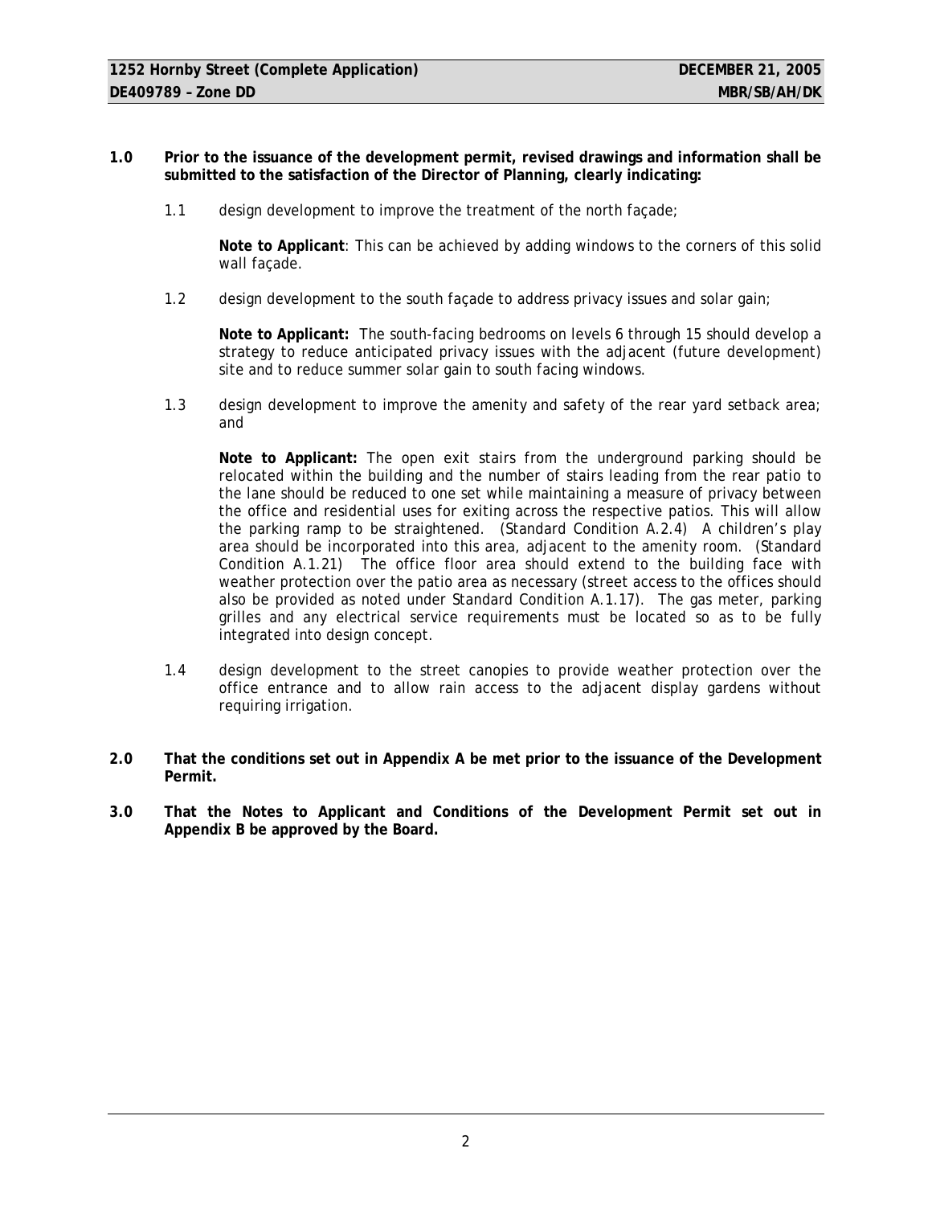**1.0 Prior to the issuance of the development permit, revised drawings and information shall be submitted to the satisfaction of the Director of Planning, clearly indicating:**

1.1 design development to improve the treatment of the north façade;

**Note to Applicant**: This can be achieved by adding windows to the corners of this solid wall façade.

1.2 design development to the south façade to address privacy issues and solar gain;

**Note to Applicant:** The south-facing bedrooms on levels 6 through 15 should develop a strategy to reduce anticipated privacy issues with the adjacent (future development) site and to reduce summer solar gain to south facing windows.

1.3 design development to improve the amenity and safety of the rear yard setback area; and

**Note to Applicant:** The open exit stairs from the underground parking should be relocated within the building and the number of stairs leading from the rear patio to the lane should be reduced to one set while maintaining a measure of privacy between the office and residential uses for exiting across the respective patios. This will allow the parking ramp to be straightened. (Standard Condition A.2.4) A children's play area should be incorporated into this area, adjacent to the amenity room. (Standard Condition A.1.21) The office floor area should extend to the building face with weather protection over the patio area as necessary (street access to the offices should also be provided as noted under Standard Condition A.1.17). The gas meter, parking grilles and any electrical service requirements must be located so as to be fully integrated into design concept.

1.4 design development to the street canopies to provide weather protection over the office entrance and to allow rain access to the adjacent display gardens without requiring irrigation.

**2.0 That the conditions set out in Appendix A be met prior to the issuance of the Development Permit.**

**3.0 That the Notes to Applicant and Conditions of the Development Permit set out in Appendix B be approved by the Board.**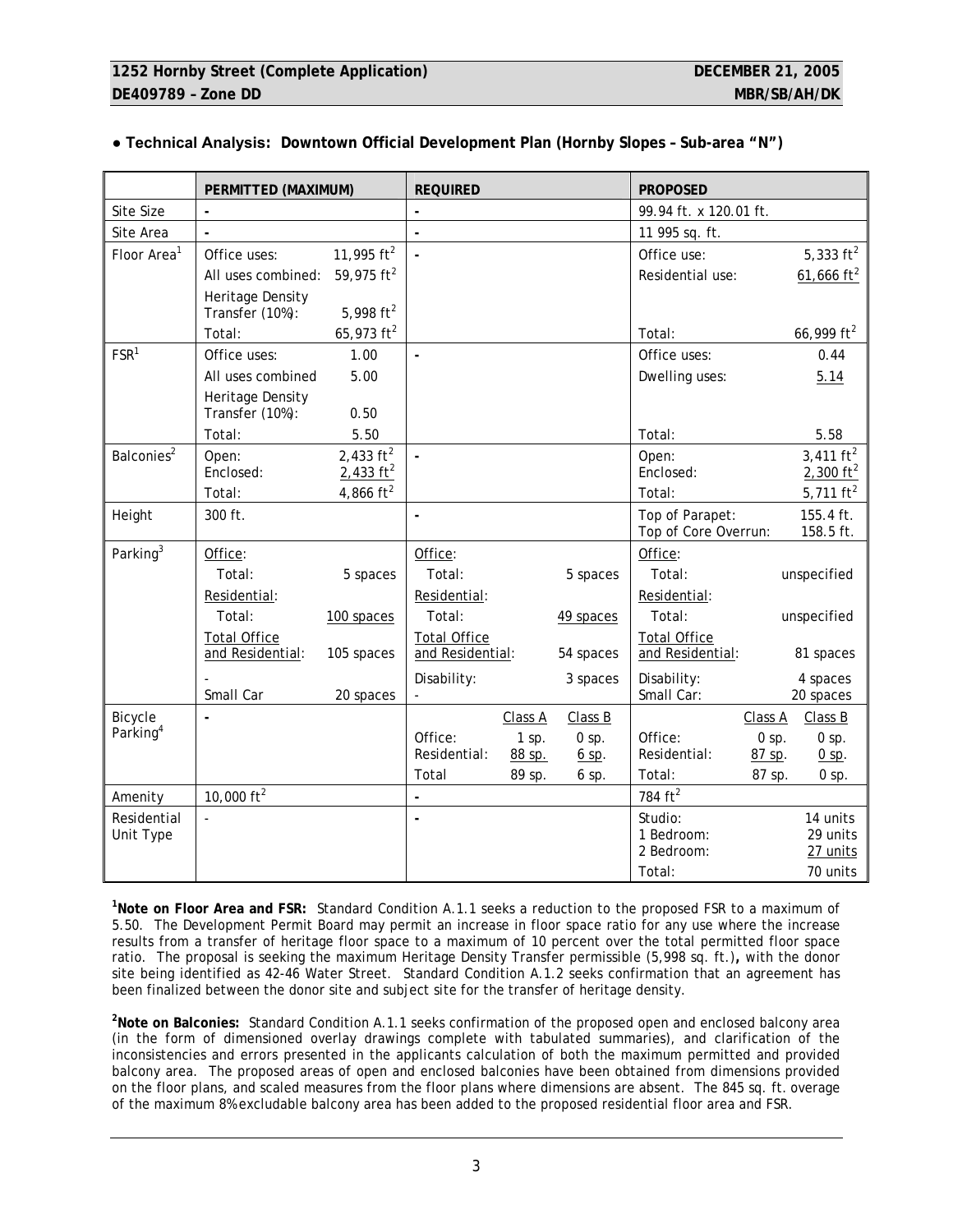**● Technical Analysis: Downtown Official Development Plan (Hornby Slopes – Sub-area "N")**

| | PERMITTED (MAXIMUM) | REQUIRED | PROPOSED |
|---|---|---|---|
| Site Size | - | - | 99.94 ft. x 120.01 ft. |
| Site Area | - | - | 11 995 sq. ft. |
| Floor Area[1] | Office uses: 11,995 $ft^2$<br>All uses combined: 59,975 $ft^2$<br>Heritage Density Transfer (10%): 5,998 $ft^2$<br>Total: 65,973 $ft^2$ | - | Office use: 5,333 $ft^2$<br>Residential use: 61,666 $ft^2$<br>Total: 66,999 $ft^2$ |
| FSR[1] | Office uses: 1.00<br>All uses combined 5.00<br>Heritage Density Transfer (10%): 0.50<br>Total: 5.50 | - | Office uses: 0.44<br>Dwelling uses: 5.14<br>Total: 5.58 |
| Balconies[2] | Open: 2,433 $ft^2$<br>Enclosed: 2,433 $ft^2$<br>Total: 4,866 $ft^2$ | - | Open: 3,411 $ft^2$<br>Enclosed: 2,300 $ft^2$<br>Total: 5,711 $ft^2$ |
| Height | 300 ft. | - | Top of Parapet: 155.4 ft.<br>Top of Core Overrun: 158.5 ft. |
| Parking[3] | Office:<br>Total: 5 spaces<br>Residential:<br>Total: 100 spaces<br>Total Office and Residential: 105 spaces<br>-<br>Small Car 20 spaces | Office:<br>Total: 5 spaces<br>Residential:<br>Total: 49 spaces<br>Total Office and Residential: 54 spaces<br>Disability: 3 spaces<br>- | Office:<br>Total: unspecified<br>Residential:<br>Total: unspecified<br>Total Office and Residential: 81 spaces<br>Disability: 4 spaces<br>Small Car: 20 spaces |
| Bicycle Parking[4] | - | Class A / Class B<br>Office: 1 sp. / 0 sp.<br>Residential: 88 sp. / 6 sp.<br>Total 89 sp. / 6 sp. | Class A / Class B<br>Office: 0 sp. / 0 sp.<br>Residential: 87 sp. / 0 sp.<br>Total: 87 sp. / 0 sp. |
| Amenity | 10,000 $ft^2$ | - | 784 $ft^2$ |
| Residential Unit Type | - | - | Studio: 14 units<br>1 Bedroom: 29 units<br>2 Bedroom: 27 units<br>Total: 70 units |

[1]**Note on Floor Area and FSR:** Standard Condition A.1.1 seeks a reduction to the proposed FSR to a maximum of 5.50. The Development Permit Board may permit an increase in floor space ratio for any use where the increase results from a transfer of heritage floor space to a maximum of 10 percent over the total permitted floor space ratio. The proposal is seeking the maximum Heritage Density Transfer permissible (5,998 sq. ft.)**,** with the donor site being identified as 42-46 Water Street. Standard Condition A.1.2 seeks confirmation that an agreement has been finalized between the donor site and subject site for the transfer of heritage density.

[2]**Note on Balconies:** Standard Condition A.1.1 seeks confirmation of the proposed open and enclosed balcony area (in the form of dimensioned overlay drawings complete with tabulated summaries), and clarification of the inconsistencies and errors presented in the applicants calculation of both the maximum permitted and provided balcony area. The proposed areas of open and enclosed balconies have been obtained from dimensions provided on the floor plans, and scaled measures from the floor plans where dimensions are absent. The 845 sq. ft. overage of the maximum 8% excludable balcony area has been added to the proposed residential floor area and FSR.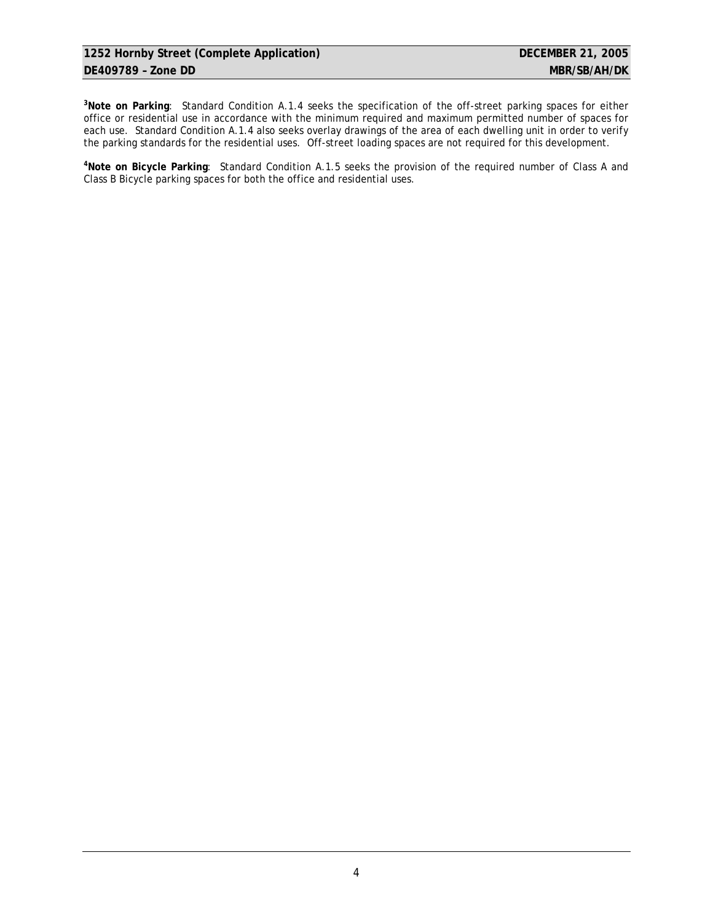[3]**Note on Parking**: Standard Condition A.1.4 seeks the specification of the off-street parking spaces for either office or residential use in accordance with the minimum required and maximum permitted number of spaces for each use. Standard Condition A.1.4 also seeks overlay drawings of the area of each dwelling unit in order to verify the parking standards for the residential uses. Off-street loading spaces are not required for this development.

[4]**Note on Bicycle Parking**: Standard Condition A.1.5 seeks the provision of the required number of Class A and Class B Bicycle parking spaces for both the office and residential uses.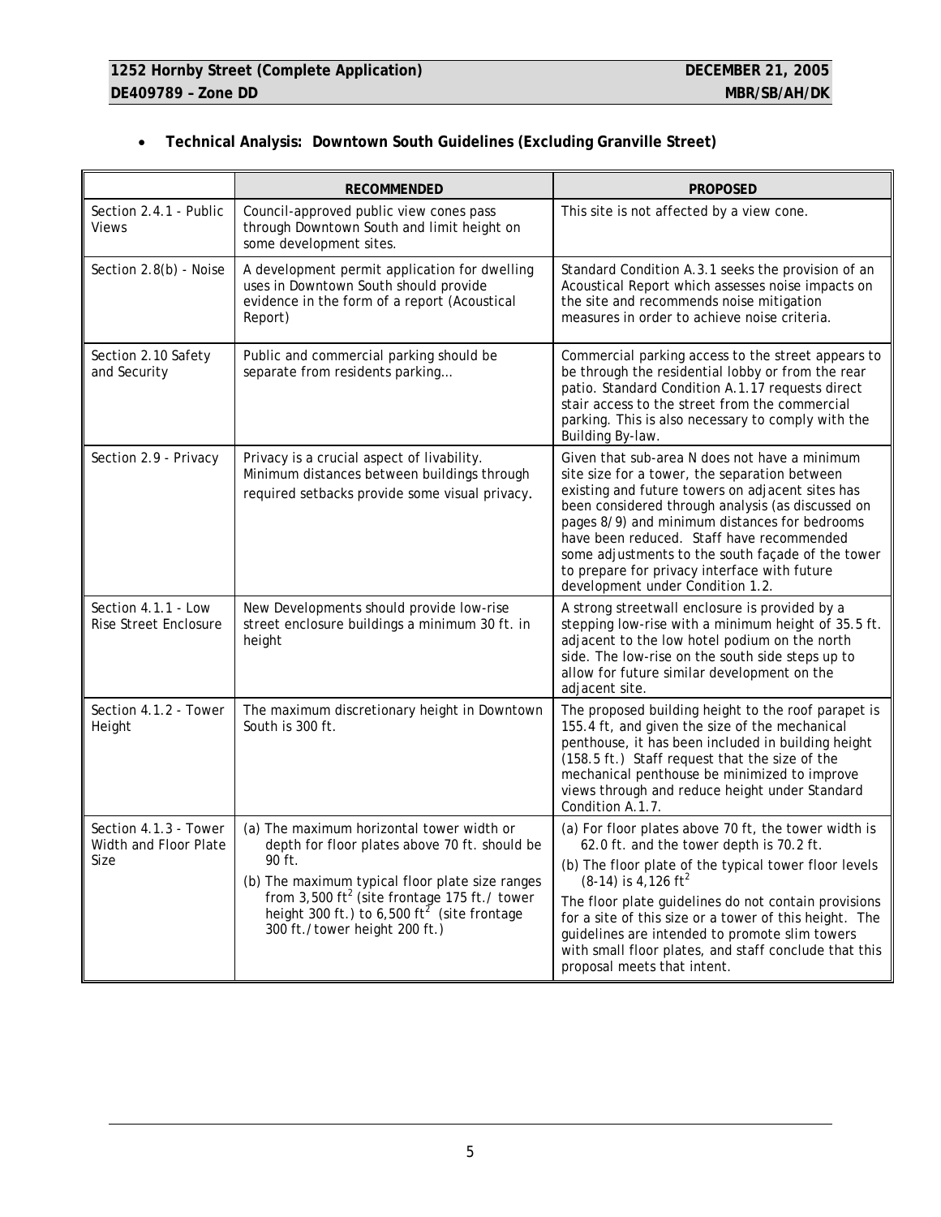- **Technical Analysis: Downtown South Guidelines (Excluding Granville Street)**

| | **RECOMMENDED** | **PROPOSED** |
|---|---|---|
| Section 2.4.1 - Public Views | Council-approved public view cones pass through Downtown South and limit height on some development sites. | This site is not affected by a view cone. |
| Section 2.8(b) - Noise | A development permit application for dwelling uses in Downtown South should provide evidence in the form of a report (Acoustical Report) | Standard Condition A.3.1 seeks the provision of an Acoustical Report which assesses noise impacts on the site and recommends noise mitigation measures in order to achieve noise criteria. |
| Section 2.10 Safety and Security | Public and commercial parking should be separate from residents parking… | Commercial parking access to the street appears to be through the residential lobby or from the rear patio. Standard Condition A.1.17 requests direct stair access to the street from the commercial parking. This is also necessary to comply with the Building By-law. |
| Section 2.9 - Privacy | Privacy is a crucial aspect of livability. Minimum distances between buildings through required setbacks provide some visual privacy. | Given that sub-area N does not have a minimum site size for a tower, the separation between existing and future towers on adjacent sites has been considered through analysis (as discussed on pages 8/9) and minimum distances for bedrooms have been reduced. Staff have recommended some adjustments to the south façade of the tower to prepare for privacy interface with future development under Condition 1.2. |
| Section 4.1.1 - Low Rise Street Enclosure | New Developments should provide low-rise street enclosure buildings a minimum 30 ft. in height | A strong streetwall enclosure is provided by a stepping low-rise with a minimum height of 35.5 ft. adjacent to the low hotel podium on the north side. The low-rise on the south side steps up to allow for future similar development on the adjacent site. |
| Section 4.1.2 - Tower Height | The maximum discretionary height in Downtown South is 300 ft. | The proposed building height to the roof parapet is 155.4 ft, and given the size of the mechanical penthouse, it has been included in building height (158.5 ft.) Staff request that the size of the mechanical penthouse be minimized to improve views through and reduce height under Standard Condition A.1.7. |
| Section 4.1.3 - Tower Width and Floor Plate Size | (a) The maximum horizontal tower width or depth for floor plates above 70 ft. should be 90 ft.<br>(b) The maximum typical floor plate size ranges from 3,500 $ft^2$ (site frontage 175 ft./ tower height 300 ft.) to 6,500 $ft^2$ (site frontage 300 ft./tower height 200 ft.) | (a) For floor plates above 70 ft, the tower width is 62.0 ft. and the tower depth is 70.2 ft.<br>(b) The floor plate of the typical tower floor levels (8-14) is 4,126 $ft^2$<br>The floor plate guidelines do not contain provisions for a site of this size or a tower of this height. The guidelines are intended to promote slim towers with small floor plates, and staff conclude that this proposal meets that intent. |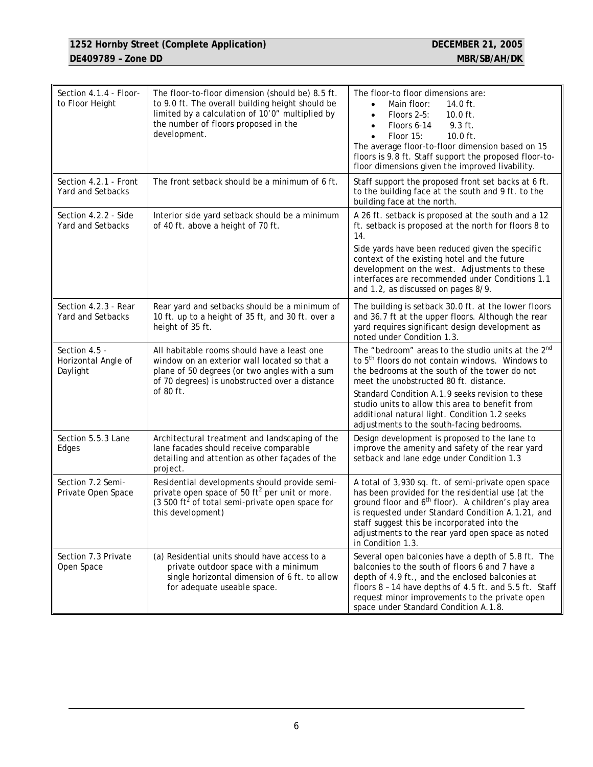| Section 4.1.4 - Floor-to Floor Height | The floor-to-floor dimension (should be) 8.5 ft. to 9.0 ft. The overall building height should be limited by a calculation of 10'0" multiplied by the number of floors proposed in the development. | The floor-to floor dimensions are:<br>• Main floor: 14.0 ft.<br>• Floors 2–5: 10.0 ft.<br>• Floors 6-14 9.3 ft.<br>• Floor 15: 10.0 ft.<br>The average floor-to-floor dimension based on 15 floors is 9.8 ft. Staff support the proposed floor-to-floor dimensions given the improved livability. |
|---|---|---|
| Section 4.2.1 - Front Yard and Setbacks | The front setback should be a minimum of 6 ft. | Staff support the proposed front set backs at 6 ft. to the building face at the south and 9 ft. to the building face at the north. |
| Section 4.2.2 - Side Yard and Setbacks | Interior side yard setback should be a minimum of 40 ft. above a height of 70 ft. | A 26 ft. setback is proposed at the south and a 12 ft. setback is proposed at the north for floors 8 to 14.<br>Side yards have been reduced given the specific context of the existing hotel and the future development on the west. Adjustments to these interfaces are recommended under Conditions 1.1 and 1.2, as discussed on pages 8/9. |
| Section 4.2.3 - Rear Yard and Setbacks | Rear yard and setbacks should be a minimum of 10 ft. up to a height of 35 ft, and 30 ft. over a height of 35 ft. | The building is setback 30.0 ft. at the lower floors and 36.7 ft at the upper floors. Although the rear yard requires significant design development as noted under Condition 1.3. |
| Section 4.5 - Horizontal Angle of Daylight | All habitable rooms should have a least one window on an exterior wall located so that a plane of 50 degrees (or two angles with a sum of 70 degrees) is unobstructed over a distance of 80 ft. | The "bedroom" areas to the studio units at the 2nd to 5th floors do not contain windows. Windows to the bedrooms at the south of the tower do not meet the unobstructed 80 ft. distance.<br>Standard Condition A.1.9 seeks revision to these studio units to allow this area to benefit from additional natural light. Condition 1.2 seeks adjustments to the south-facing bedrooms. |
| Section 5.5.3 Lane Edges | Architectural treatment and landscaping of the lane facades should receive comparable detailing and attention as other façades of the project. | Design development is proposed to the lane to improve the amenity and safety of the rear yard setback and lane edge under Condition 1.3 |
| Section 7.2 Semi-Private Open Space | Residential developments should provide semi-private open space of 50 ft$^2$ per unit or more. (3 500 ft$^2$ of total semi-private open space for this development) | A total of 3,930 sq. ft. of semi-private open space has been provided for the residential use (at the ground floor and 6th floor). A children's play area is requested under Standard Condition A.1.21, and staff suggest this be incorporated into the adjustments to the rear yard open space as noted in Condition 1.3. |
| Section 7.3 Private Open Space | (a) Residential units should have access to a private outdoor space with a minimum single horizontal dimension of 6 ft. to allow for adequate useable space. | Several open balconies have a depth of 5.8 ft. The balconies to the south of floors 6 and 7 have a depth of 4.9 ft., and the enclosed balconies at floors 8 – 14 have depths of 4.5 ft. and 5.5 ft. Staff request minor improvements to the private open space under Standard Condition A.1.8. |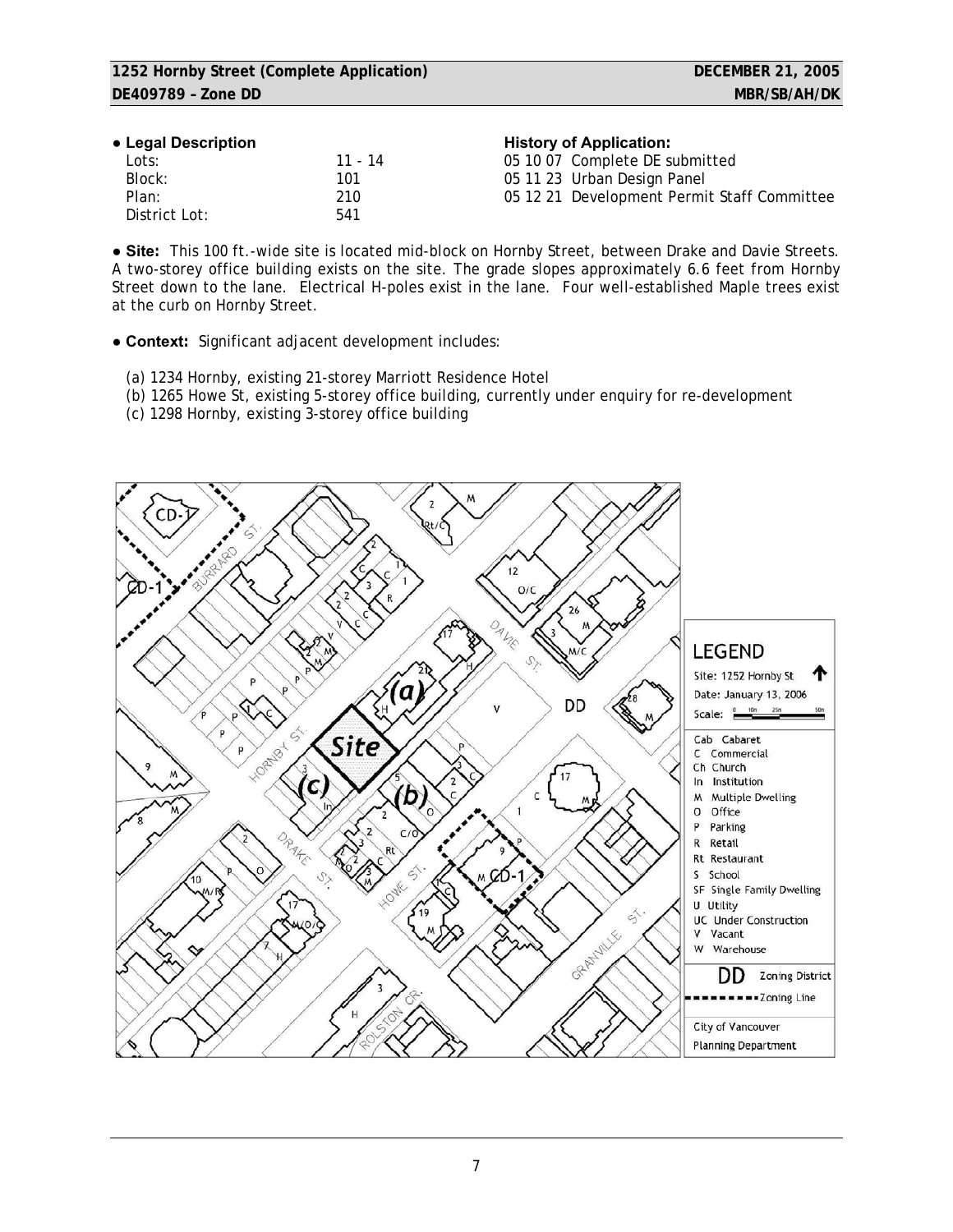**● Legal Description**

| | |
|---|---|
| Lots: | 11 - 14 |
| Block: | 101 |
| Plan: | 210 |
| District Lot: | 541 |

**History of Application:**

05 10 07 Complete DE submitted
05 11 23 Urban Design Panel
05 12 21 Development Permit Staff Committee

**● Site:** This 100 ft.-wide site is located mid-block on Hornby Street, between Drake and Davie Streets. A two-storey office building exists on the site. The grade slopes approximately 6.6 feet from Hornby Street down to the lane. Electrical H-poles exist in the lane. Four well-established Maple trees exist at the curb on Hornby Street.

**● Context:** Significant adjacent development includes:

(a) 1234 Hornby, existing 21-storey Marriott Residence Hotel
(b) 1265 Howe St, existing 5-storey office building, currently under enquiry for re-development
(c) 1298 Hornby, existing 3-storey office building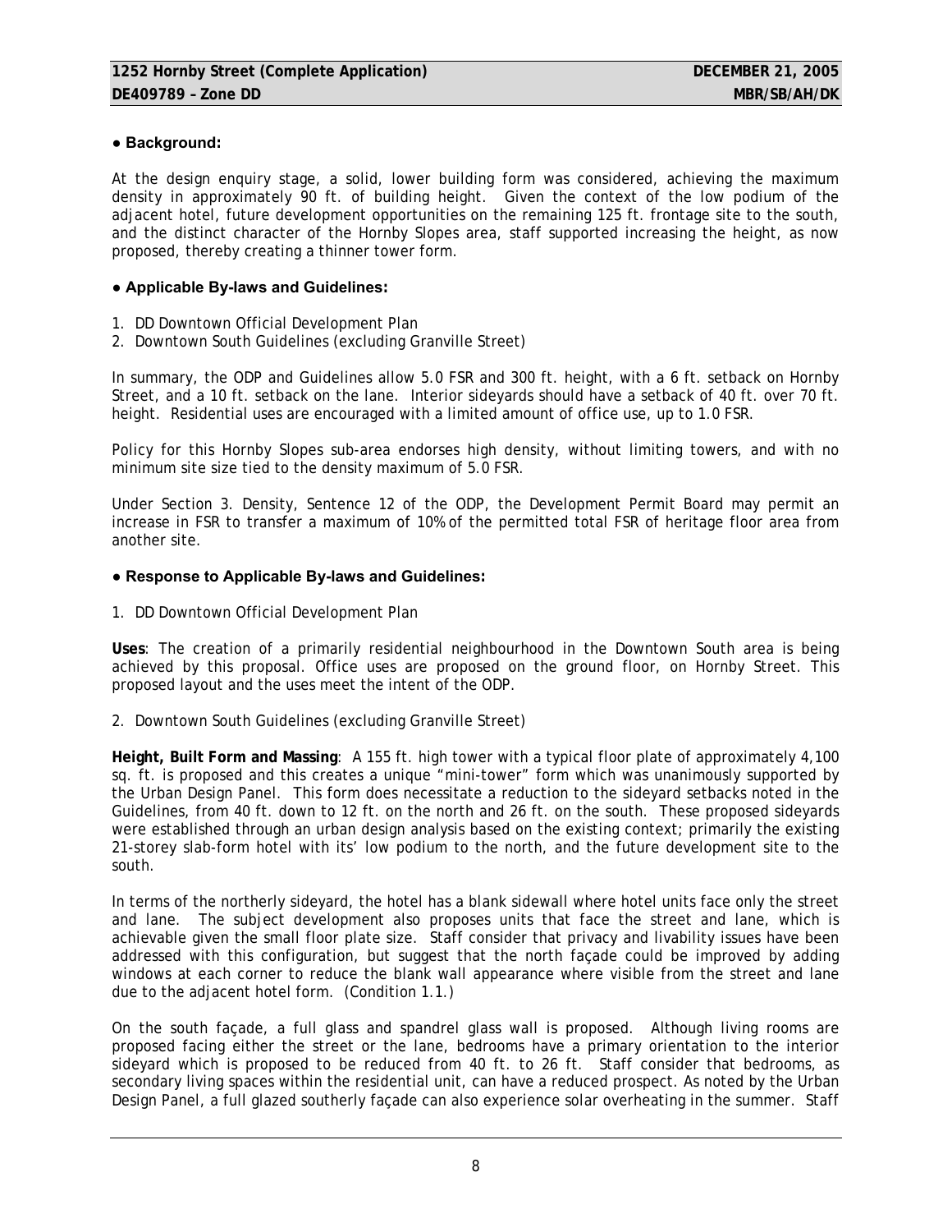## ● Background:

At the design enquiry stage, a solid, lower building form was considered, achieving the maximum density in approximately 90 ft. of building height. Given the context of the low podium of the adjacent hotel, future development opportunities on the remaining 125 ft. frontage site to the south, and the distinct character of the Hornby Slopes area, staff supported increasing the height, as now proposed, thereby creating a thinner tower form.

## ● Applicable By-laws and Guidelines:

1. DD Downtown Official Development Plan
2. Downtown South Guidelines (excluding Granville Street)

In summary, the ODP and Guidelines allow 5.0 FSR and 300 ft. height, with a 6 ft. setback on Hornby Street, and a 10 ft. setback on the lane. Interior sideyards should have a setback of 40 ft. over 70 ft. height. Residential uses are encouraged with a limited amount of office use, up to 1.0 FSR.

Policy for this Hornby Slopes sub-area endorses high density, without limiting towers, and with no minimum site size tied to the density maximum of 5.0 FSR.

Under Section 3. Density, Sentence 12 of the ODP, the Development Permit Board may permit an increase in FSR to transfer a maximum of 10% of the permitted total FSR of heritage floor area from another site.

## ● Response to Applicable By-laws and Guidelines:

1. DD Downtown Official Development Plan

**Uses**: The creation of a primarily residential neighbourhood in the Downtown South area is being achieved by this proposal. Office uses are proposed on the ground floor, on Hornby Street. This proposed layout and the uses meet the intent of the ODP.

2. Downtown South Guidelines (excluding Granville Street)

**Height, Built Form and Massing**: A 155 ft. high tower with a typical floor plate of approximately 4,100 sq. ft. is proposed and this creates a unique "mini-tower" form which was unanimously supported by the Urban Design Panel. This form does necessitate a reduction to the sideyard setbacks noted in the Guidelines, from 40 ft. down to 12 ft. on the north and 26 ft. on the south. These proposed sideyards were established through an urban design analysis based on the existing context; primarily the existing 21-storey slab-form hotel with its' low podium to the north, and the future development site to the south.

In terms of the northerly sideyard, the hotel has a blank sidewall where hotel units face only the street and lane. The subject development also proposes units that face the street and lane, which is achievable given the small floor plate size. Staff consider that privacy and livability issues have been addressed with this configuration, but suggest that the north façade could be improved by adding windows at each corner to reduce the blank wall appearance where visible from the street and lane due to the adjacent hotel form. (Condition 1.1.)

On the south façade, a full glass and spandrel glass wall is proposed. Although living rooms are proposed facing either the street or the lane, bedrooms have a primary orientation to the interior sideyard which is proposed to be reduced from 40 ft. to 26 ft. Staff consider that bedrooms, as secondary living spaces within the residential unit, can have a reduced prospect. As noted by the Urban Design Panel, a full glazed southerly façade can also experience solar overheating in the summer. Staff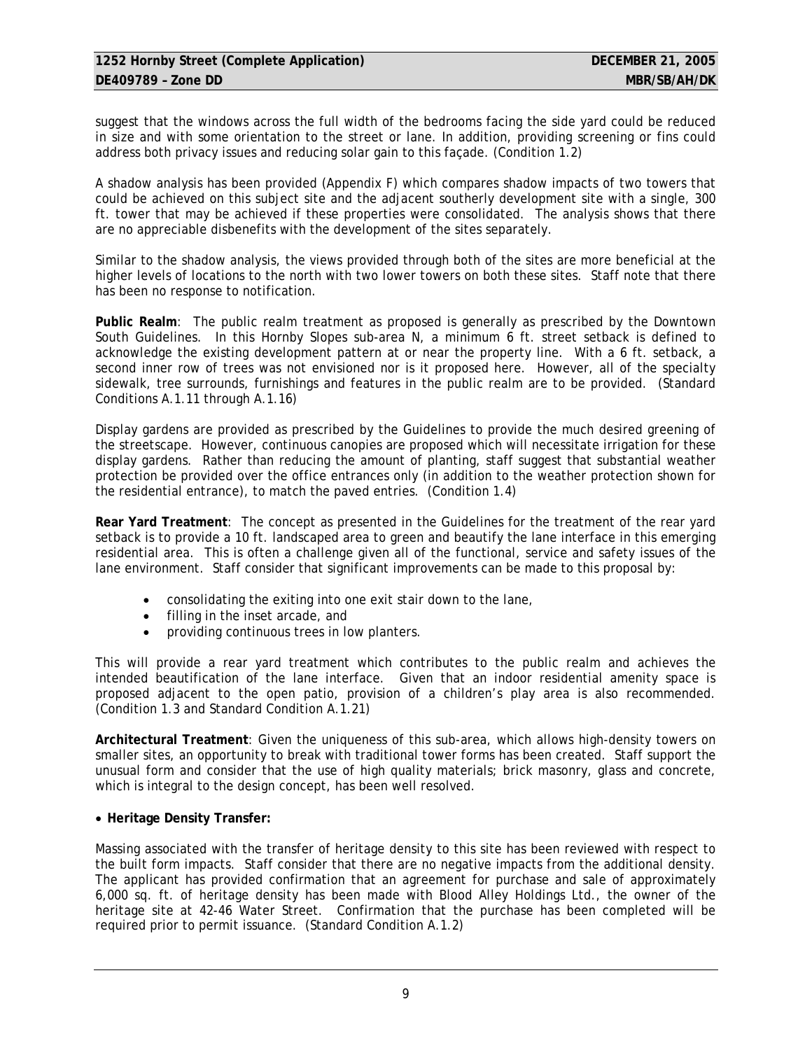suggest that the windows across the full width of the bedrooms facing the side yard could be reduced in size and with some orientation to the street or lane. In addition, providing screening or fins could address both privacy issues and reducing solar gain to this façade. (Condition 1.2)

A shadow analysis has been provided (Appendix F) which compares shadow impacts of two towers that could be achieved on this subject site and the adjacent southerly development site with a single, 300 ft. tower that may be achieved if these properties were consolidated. The analysis shows that there are no appreciable disbenefits with the development of the sites separately.

Similar to the shadow analysis, the views provided through both of the sites are more beneficial at the higher levels of locations to the north with two lower towers on both these sites. Staff note that there has been no response to notification.

**Public Realm**: The public realm treatment as proposed is generally as prescribed by the Downtown South Guidelines. In this Hornby Slopes sub-area N, a minimum 6 ft. street setback is defined to acknowledge the existing development pattern at or near the property line. With a 6 ft. setback, a second inner row of trees was not envisioned nor is it proposed here. However, all of the specialty sidewalk, tree surrounds, furnishings and features in the public realm are to be provided. (Standard Conditions A.1.11 through A.1.16)

Display gardens are provided as prescribed by the Guidelines to provide the much desired greening of the streetscape. However, continuous canopies are proposed which will necessitate irrigation for these display gardens. Rather than reducing the amount of planting, staff suggest that substantial weather protection be provided over the office entrances only (in addition to the weather protection shown for the residential entrance), to match the paved entries. (Condition 1.4)

**Rear Yard Treatment**: The concept as presented in the Guidelines for the treatment of the rear yard setback is to provide a 10 ft. landscaped area to green and beautify the lane interface in this emerging residential area. This is often a challenge given all of the functional, service and safety issues of the lane environment. Staff consider that significant improvements can be made to this proposal by:

- consolidating the exiting into one exit stair down to the lane,
- filling in the inset arcade, and
- providing continuous trees in low planters.

This will provide a rear yard treatment which contributes to the public realm and achieves the intended beautification of the lane interface. Given that an indoor residential amenity space is proposed adjacent to the open patio, provision of a children's play area is also recommended. (Condition 1.3 and Standard Condition A.1.21)

**Architectural Treatment**: Given the uniqueness of this sub-area, which allows high-density towers on smaller sites, an opportunity to break with traditional tower forms has been created. Staff support the unusual form and consider that the use of high quality materials; brick masonry, glass and concrete, which is integral to the design concept, has been well resolved.

- **Heritage Density Transfer:**

Massing associated with the transfer of heritage density to this site has been reviewed with respect to the built form impacts. Staff consider that there are no negative impacts from the additional density. The applicant has provided confirmation that an agreement for purchase and sale of approximately 6,000 sq. ft. of heritage density has been made with Blood Alley Holdings Ltd., the owner of the heritage site at 42-46 Water Street. Confirmation that the purchase has been completed will be required prior to permit issuance. (Standard Condition A.1.2)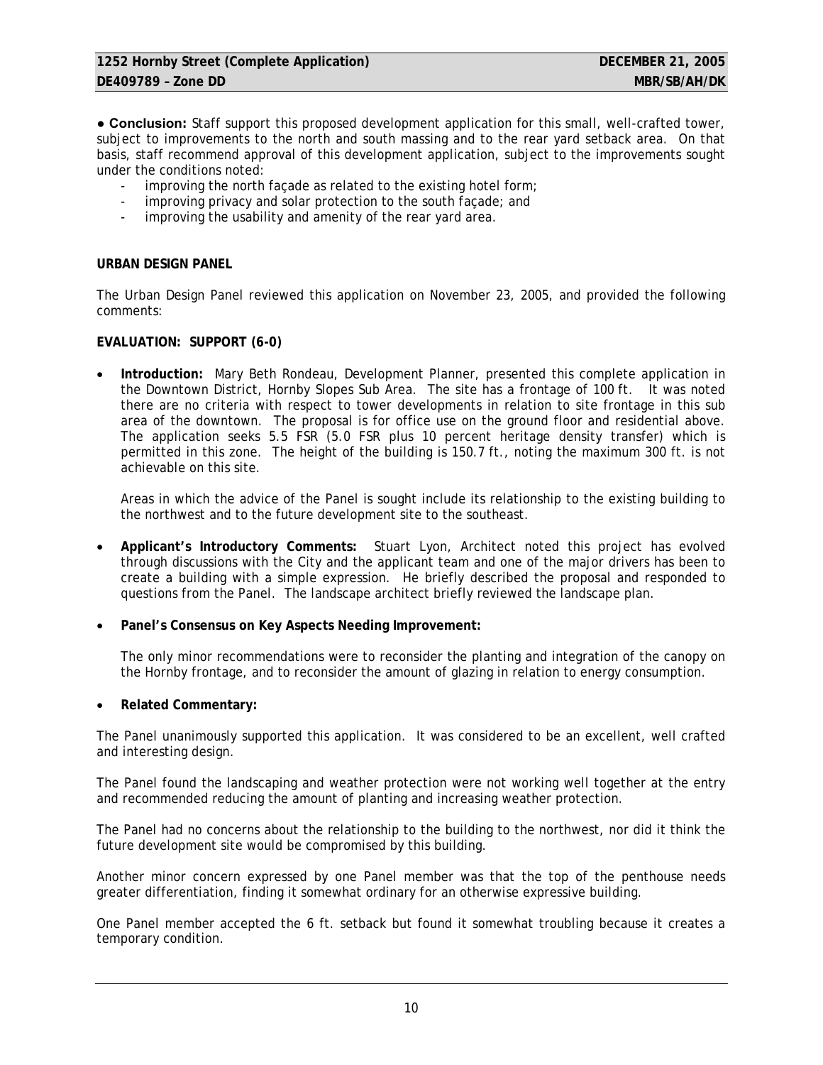● **Conclusion:** Staff support this proposed development application for this small, well-crafted tower, subject to improvements to the north and south massing and to the rear yard setback area. On that basis, staff recommend approval of this development application, subject to the improvements sought under the conditions noted:

- improving the north façade as related to the existing hotel form;
- improving privacy and solar protection to the south façade; and
- improving the usability and amenity of the rear yard area.

**URBAN DESIGN PANEL**

The Urban Design Panel reviewed this application on November 23, 2005, and provided the following comments:

**EVALUATION: SUPPORT (6-0)**

- **Introduction:** Mary Beth Rondeau, Development Planner, presented this complete application in the Downtown District, Hornby Slopes Sub Area. The site has a frontage of 100 ft. It was noted there are no criteria with respect to tower developments in relation to site frontage in this sub area of the downtown. The proposal is for office use on the ground floor and residential above. The application seeks 5.5 FSR (5.0 FSR plus 10 percent heritage density transfer) which is permitted in this zone. The height of the building is 150.7 ft., noting the maximum 300 ft. is not achievable on this site.

  Areas in which the advice of the Panel is sought include its relationship to the existing building to the northwest and to the future development site to the southeast.

- **Applicant's Introductory Comments:** Stuart Lyon, Architect noted this project has evolved through discussions with the City and the applicant team and one of the major drivers has been to create a building with a simple expression. He briefly described the proposal and responded to questions from the Panel. The landscape architect briefly reviewed the landscape plan.

- **Panel's Consensus on Key Aspects Needing Improvement:**

  The only minor recommendations were to reconsider the planting and integration of the canopy on the Hornby frontage, and to reconsider the amount of glazing in relation to energy consumption.

- **Related Commentary:**

The Panel unanimously supported this application. It was considered to be an excellent, well crafted and interesting design.

The Panel found the landscaping and weather protection were not working well together at the entry and recommended reducing the amount of planting and increasing weather protection.

The Panel had no concerns about the relationship to the building to the northwest, nor did it think the future development site would be compromised by this building.

Another minor concern expressed by one Panel member was that the top of the penthouse needs greater differentiation, finding it somewhat ordinary for an otherwise expressive building.

One Panel member accepted the 6 ft. setback but found it somewhat troubling because it creates a temporary condition.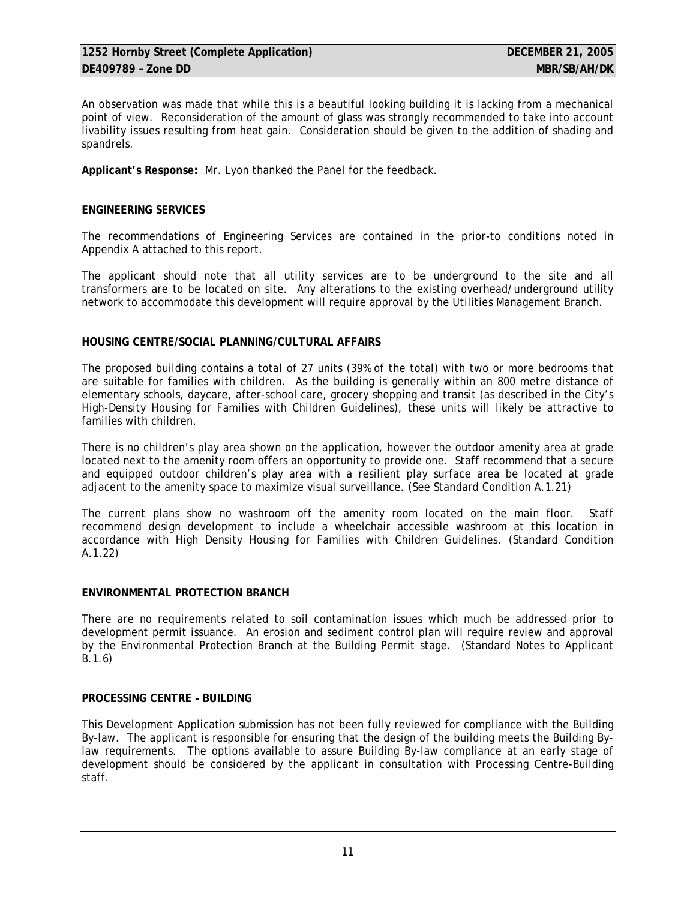An observation was made that while this is a beautiful looking building it is lacking from a mechanical point of view. Reconsideration of the amount of glass was strongly recommended to take into account livability issues resulting from heat gain. Consideration should be given to the addition of shading and spandrels.

**Applicant's Response:** Mr. Lyon thanked the Panel for the feedback.

**ENGINEERING SERVICES**

The recommendations of Engineering Services are contained in the prior-to conditions noted in Appendix A attached to this report.

The applicant should note that all utility services are to be underground to the site and all transformers are to be located on site. Any alterations to the existing overhead/underground utility network to accommodate this development will require approval by the Utilities Management Branch.

**HOUSING CENTRE/SOCIAL PLANNING/CULTURAL AFFAIRS**

The proposed building contains a total of 27 units (39% of the total) with two or more bedrooms that are suitable for families with children. As the building is generally within an 800 metre distance of elementary schools, daycare, after-school care, grocery shopping and transit (as described in the City's High-Density Housing for Families with Children Guidelines), these units will likely be attractive to families with children.

There is no children's play area shown on the application, however the outdoor amenity area at grade located next to the amenity room offers an opportunity to provide one. Staff recommend that a secure and equipped outdoor children's play area with a resilient play surface area be located at grade adjacent to the amenity space to maximize visual surveillance. (See Standard Condition A.1.21)

The current plans show no washroom off the amenity room located on the main floor. Staff recommend design development to include a wheelchair accessible washroom at this location in accordance with High Density Housing for Families with Children Guidelines. (Standard Condition A.1.22)

**ENVIRONMENTAL PROTECTION BRANCH**

There are no requirements related to soil contamination issues which much be addressed prior to development permit issuance. An erosion and sediment control plan will require review and approval by the Environmental Protection Branch at the Building Permit stage. (Standard Notes to Applicant B.1.6)

**PROCESSING CENTRE – BUILDING**

This Development Application submission has not been fully reviewed for compliance with the Building By-law. The applicant is responsible for ensuring that the design of the building meets the Building By-law requirements. The options available to assure Building By-law compliance at an early stage of development should be considered by the applicant in consultation with Processing Centre-Building staff.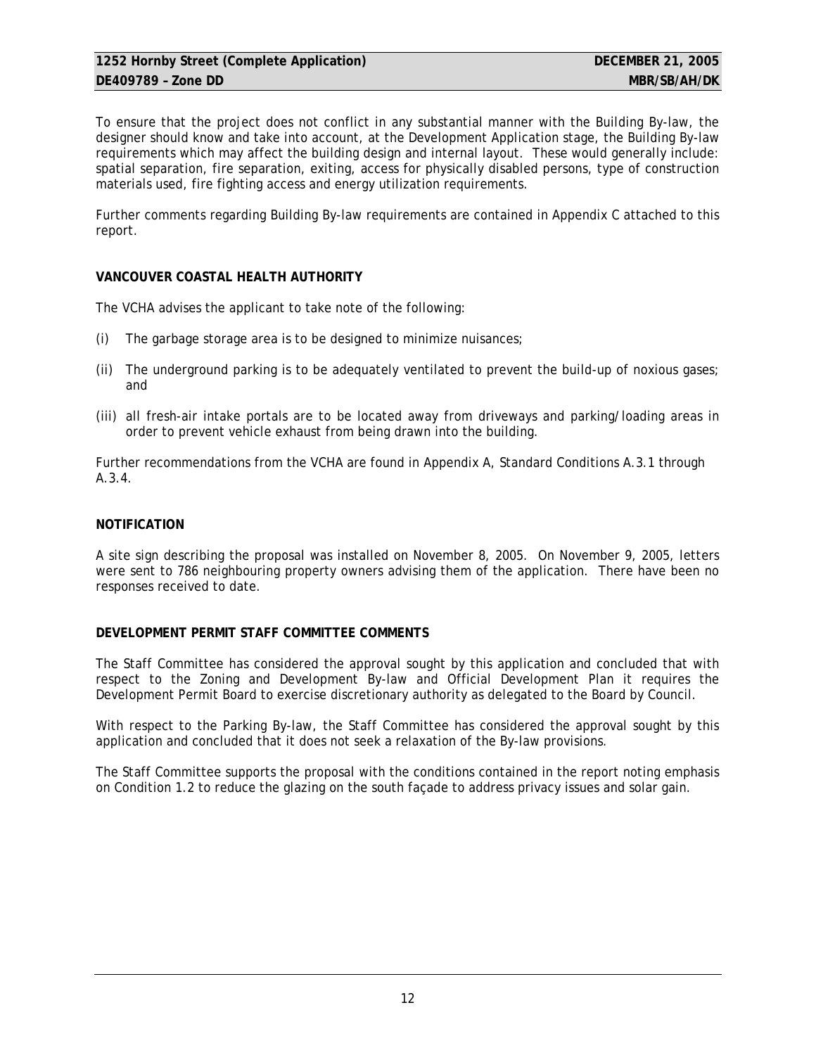To ensure that the project does not conflict in any substantial manner with the Building By-law, the designer should know and take into account, at the Development Application stage, the Building By-law requirements which may affect the building design and internal layout. These would generally include: spatial separation, fire separation, exiting, access for physically disabled persons, type of construction materials used, fire fighting access and energy utilization requirements.

Further comments regarding Building By-law requirements are contained in Appendix C attached to this report.

**VANCOUVER COASTAL HEALTH AUTHORITY**

The VCHA advises the applicant to take note of the following:

(i) The garbage storage area is to be designed to minimize nuisances;

(ii) The underground parking is to be adequately ventilated to prevent the build-up of noxious gases; and

(iii) all fresh-air intake portals are to be located away from driveways and parking/loading areas in order to prevent vehicle exhaust from being drawn into the building.

Further recommendations from the VCHA are found in Appendix A, Standard Conditions A.3.1 through A.3.4.

**NOTIFICATION**

A site sign describing the proposal was installed on November 8, 2005. On November 9, 2005, letters were sent to 786 neighbouring property owners advising them of the application. There have been no responses received to date.

**DEVELOPMENT PERMIT STAFF COMMITTEE COMMENTS**

The Staff Committee has considered the approval sought by this application and concluded that with respect to the Zoning and Development By-law and Official Development Plan it requires the Development Permit Board to exercise discretionary authority as delegated to the Board by Council.

With respect to the Parking By-law, the Staff Committee has considered the approval sought by this application and concluded that it does not seek a relaxation of the By-law provisions.

The Staff Committee supports the proposal with the conditions contained in the report noting emphasis on Condition 1.2 to reduce the glazing on the south façade to address privacy issues and solar gain.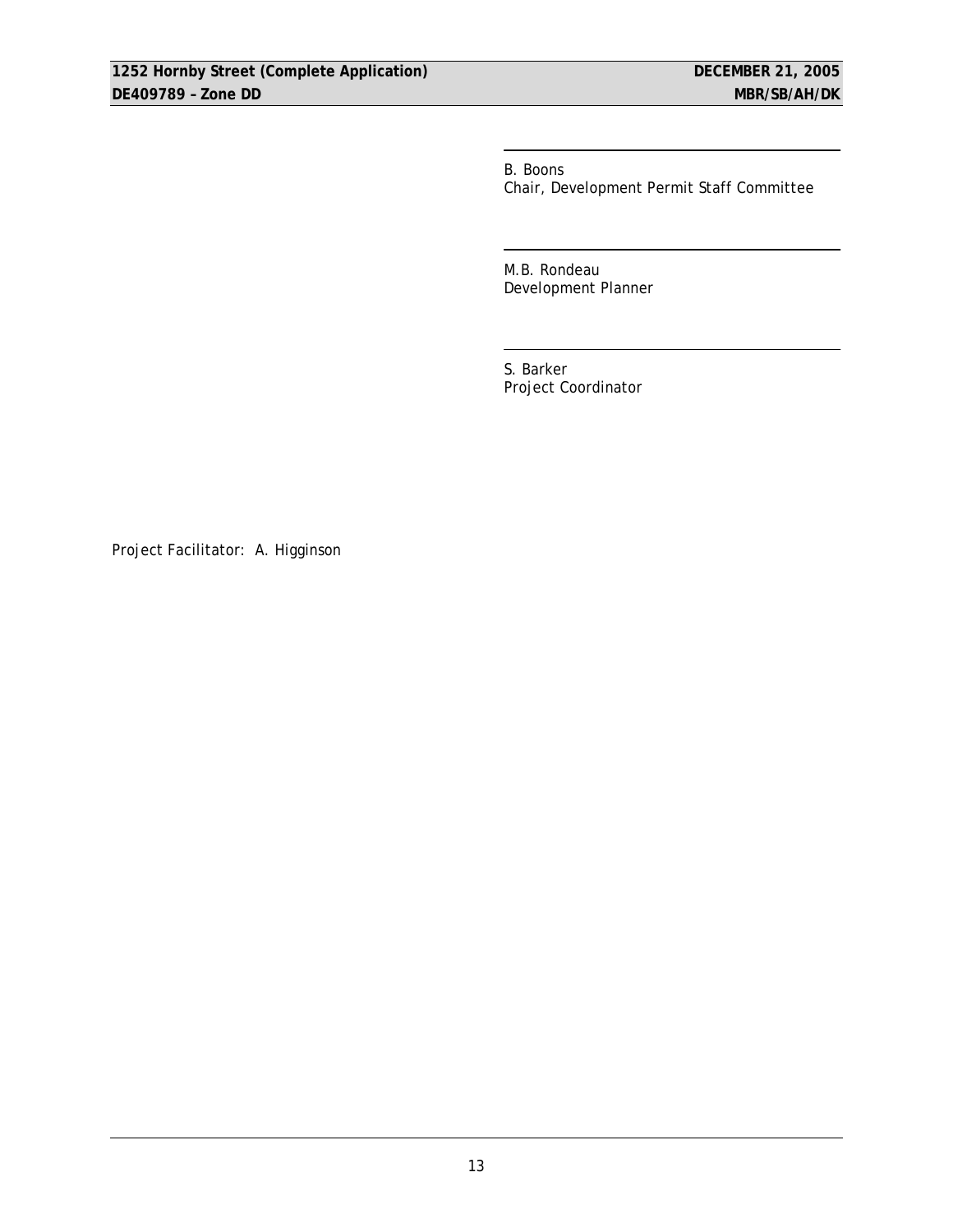B. Boons
Chair, Development Permit Staff Committee

M.B. Rondeau
Development Planner

S. Barker
Project Coordinator

Project Facilitator: A. Higginson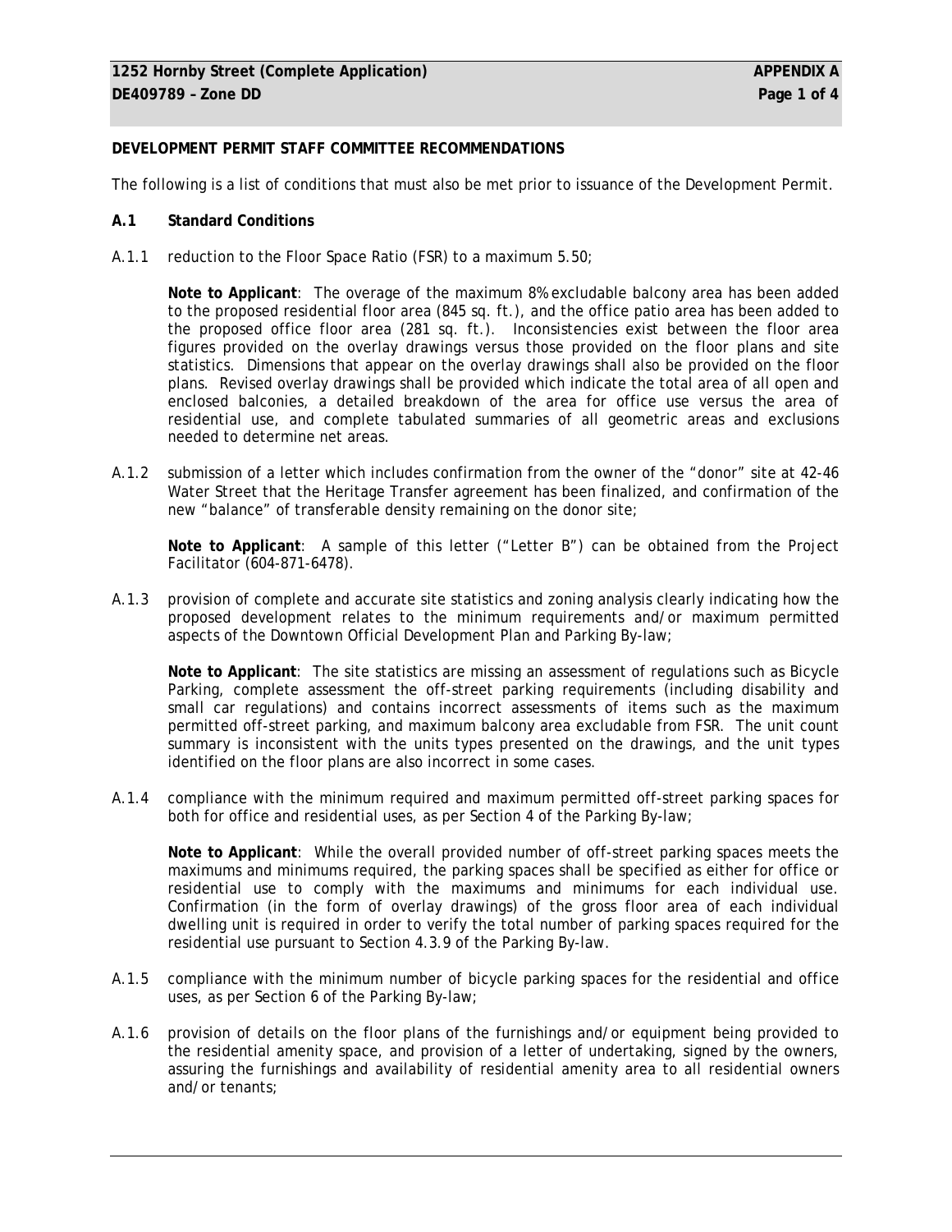**DEVELOPMENT PERMIT STAFF COMMITTEE RECOMMENDATIONS**

The following is a list of conditions that must also be met prior to issuance of the Development Permit.

**A.1 Standard Conditions**

A.1.1 reduction to the Floor Space Ratio (FSR) to a maximum 5.50;

**Note to Applicant**: The overage of the maximum 8% excludable balcony area has been added to the proposed residential floor area (845 sq. ft.), and the office patio area has been added to the proposed office floor area (281 sq. ft.). Inconsistencies exist between the floor area figures provided on the overlay drawings versus those provided on the floor plans and site statistics. Dimensions that appear on the overlay drawings shall also be provided on the floor plans. Revised overlay drawings shall be provided which indicate the total area of all open and enclosed balconies, a detailed breakdown of the area for office use versus the area of residential use, and complete tabulated summaries of all geometric areas and exclusions needed to determine net areas.

A.1.2 submission of a letter which includes confirmation from the owner of the "donor" site at 42-46 Water Street that the Heritage Transfer agreement has been finalized, and confirmation of the new "balance" of transferable density remaining on the donor site;

**Note to Applicant**: A sample of this letter ("Letter B") can be obtained from the Project Facilitator (604-871-6478).

A.1.3 provision of complete and accurate site statistics and zoning analysis clearly indicating how the proposed development relates to the minimum requirements and/or maximum permitted aspects of the Downtown Official Development Plan and Parking By-law;

**Note to Applicant**: The site statistics are missing an assessment of regulations such as Bicycle Parking, complete assessment the off-street parking requirements (including disability and small car regulations) and contains incorrect assessments of items such as the maximum permitted off-street parking, and maximum balcony area excludable from FSR. The unit count summary is inconsistent with the units types presented on the drawings, and the unit types identified on the floor plans are also incorrect in some cases.

A.1.4 compliance with the minimum required and maximum permitted off-street parking spaces for both for office and residential uses, as per Section 4 of the Parking By-law;

**Note to Applicant**: While the overall provided number of off-street parking spaces meets the maximums and minimums required, the parking spaces shall be specified as either for office or residential use to comply with the maximums and minimums for each individual use. Confirmation (in the form of overlay drawings) of the gross floor area of each individual dwelling unit is required in order to verify the total number of parking spaces required for the residential use pursuant to Section 4.3.9 of the Parking By-law.

A.1.5 compliance with the minimum number of bicycle parking spaces for the residential and office uses, as per Section 6 of the Parking By-law;

A.1.6 provision of details on the floor plans of the furnishings and/or equipment being provided to the residential amenity space, and provision of a letter of undertaking, signed by the owners, assuring the furnishings and availability of residential amenity area to all residential owners and/or tenants;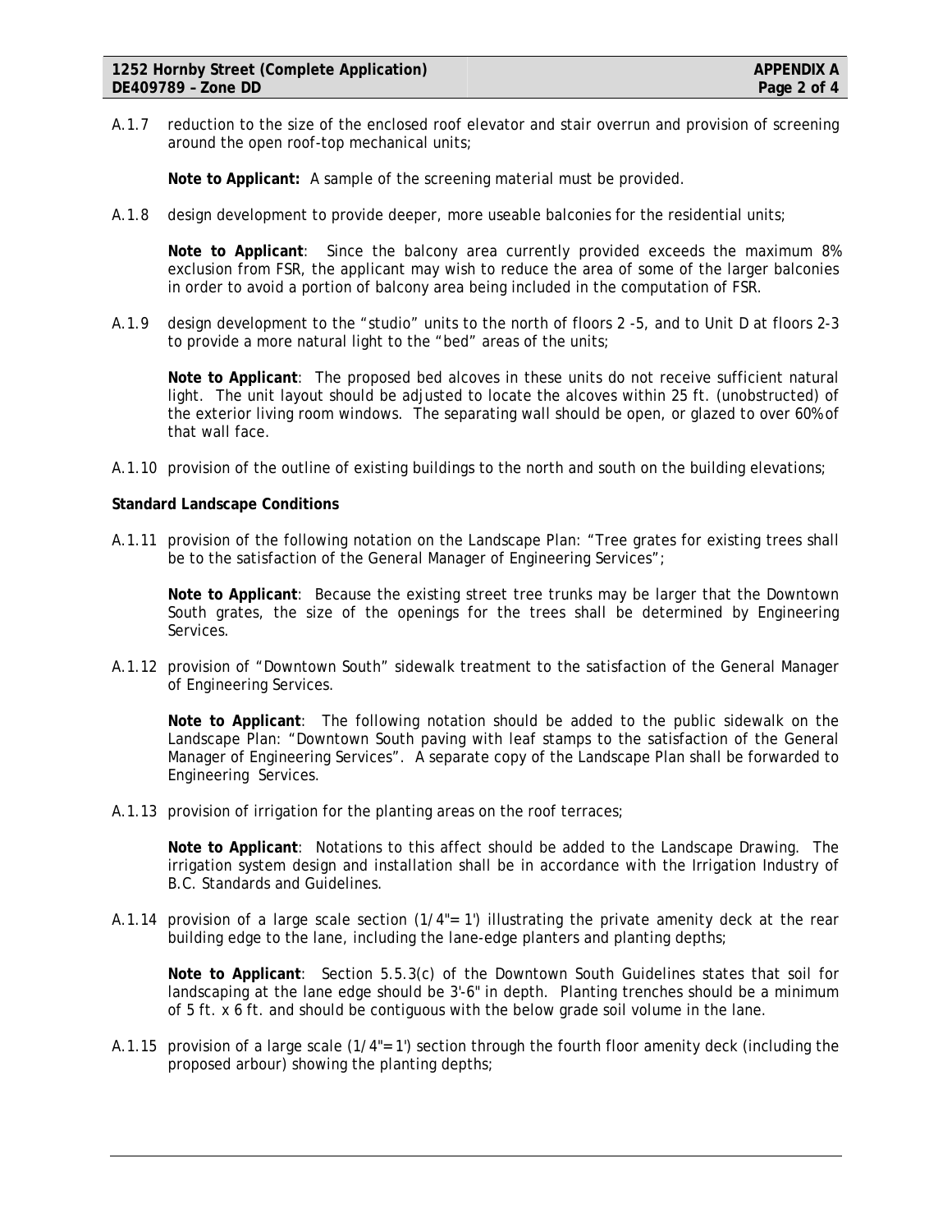A.1.7 reduction to the size of the enclosed roof elevator and stair overrun and provision of screening around the open roof-top mechanical units;

**Note to Applicant:** A sample of the screening material must be provided.

A.1.8 design development to provide deeper, more useable balconies for the residential units;

**Note to Applicant**: Since the balcony area currently provided exceeds the maximum 8% exclusion from FSR, the applicant may wish to reduce the area of some of the larger balconies in order to avoid a portion of balcony area being included in the computation of FSR.

A.1.9 design development to the "studio" units to the north of floors 2 -5, and to Unit D at floors 2-3 to provide a more natural light to the "bed" areas of the units;

**Note to Applicant**: The proposed bed alcoves in these units do not receive sufficient natural light. The unit layout should be adjusted to locate the alcoves within 25 ft. (unobstructed) of the exterior living room windows. The separating wall should be open, or glazed to over 60% of that wall face.

A.1.10 provision of the outline of existing buildings to the north and south on the building elevations;

**Standard Landscape Conditions**

A.1.11 provision of the following notation on the Landscape Plan: "Tree grates for existing trees shall be to the satisfaction of the General Manager of Engineering Services";

**Note to Applicant**: Because the existing street tree trunks may be larger that the Downtown South grates, the size of the openings for the trees shall be determined by Engineering Services.

A.1.12 provision of "Downtown South" sidewalk treatment to the satisfaction of the General Manager of Engineering Services.

**Note to Applicant**: The following notation should be added to the public sidewalk on the Landscape Plan: "Downtown South paving with leaf stamps to the satisfaction of the General Manager of Engineering Services". A separate copy of the Landscape Plan shall be forwarded to Engineering Services.

A.1.13 provision of irrigation for the planting areas on the roof terraces;

**Note to Applicant**: Notations to this affect should be added to the Landscape Drawing. The irrigation system design and installation shall be in accordance with the Irrigation Industry of B.C. Standards and Guidelines.

A.1.14 provision of a large scale section (1/4"= 1') illustrating the private amenity deck at the rear building edge to the lane, including the lane-edge planters and planting depths;

**Note to Applicant**: Section 5.5.3(c) of the Downtown South Guidelines states that soil for landscaping at the lane edge should be 3'-6" in depth. Planting trenches should be a minimum of 5 ft. x 6 ft. and should be contiguous with the below grade soil volume in the lane.

A.1.15 provision of a large scale (1/4"= 1') section through the fourth floor amenity deck (including the proposed arbour) showing the planting depths;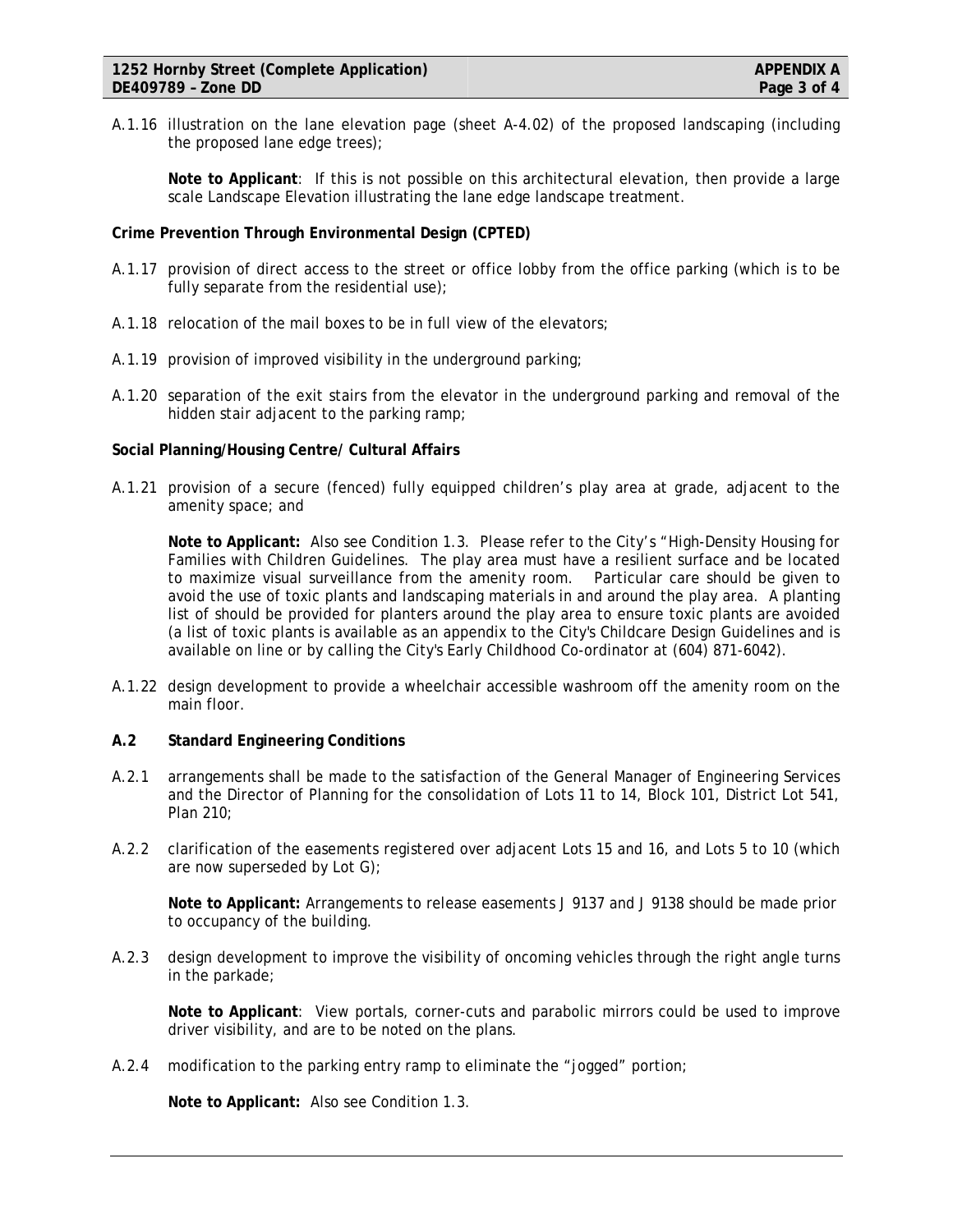A.1.16 illustration on the lane elevation page (sheet A-4.02) of the proposed landscaping (including the proposed lane edge trees);

**Note to Applicant**: If this is not possible on this architectural elevation, then provide a large scale Landscape Elevation illustrating the lane edge landscape treatment.

**Crime Prevention Through Environmental Design (CPTED)**

A.1.17 provision of direct access to the street or office lobby from the office parking (which is to be fully separate from the residential use);

A.1.18 relocation of the mail boxes to be in full view of the elevators;

A.1.19 provision of improved visibility in the underground parking;

A.1.20 separation of the exit stairs from the elevator in the underground parking and removal of the hidden stair adjacent to the parking ramp;

**Social Planning/Housing Centre/ Cultural Affairs**

A.1.21 provision of a secure (fenced) fully equipped children's play area at grade, adjacent to the amenity space; and

**Note to Applicant:** Also see Condition 1.3. Please refer to the City's "High-Density Housing for Families with Children Guidelines. The play area must have a resilient surface and be located to maximize visual surveillance from the amenity room. Particular care should be given to avoid the use of toxic plants and landscaping materials in and around the play area. A planting list of should be provided for planters around the play area to ensure toxic plants are avoided (a list of toxic plants is available as an appendix to the City's Childcare Design Guidelines and is available on line or by calling the City's Early Childhood Co-ordinator at (604) 871-6042).

A.1.22 design development to provide a wheelchair accessible washroom off the amenity room on the main floor.

**A.2 Standard Engineering Conditions**

A.2.1 arrangements shall be made to the satisfaction of the General Manager of Engineering Services and the Director of Planning for the consolidation of Lots 11 to 14, Block 101, District Lot 541, Plan 210;

A.2.2 clarification of the easements registered over adjacent Lots 15 and 16, and Lots 5 to 10 (which are now superseded by Lot G);

**Note to Applicant:** Arrangements to release easements J 9137 and J 9138 should be made prior to occupancy of the building.

A.2.3 design development to improve the visibility of oncoming vehicles through the right angle turns in the parkade;

**Note to Applicant**: View portals, corner-cuts and parabolic mirrors could be used to improve driver visibility, and are to be noted on the plans.

A.2.4 modification to the parking entry ramp to eliminate the "jogged" portion;

**Note to Applicant:** Also see Condition 1.3.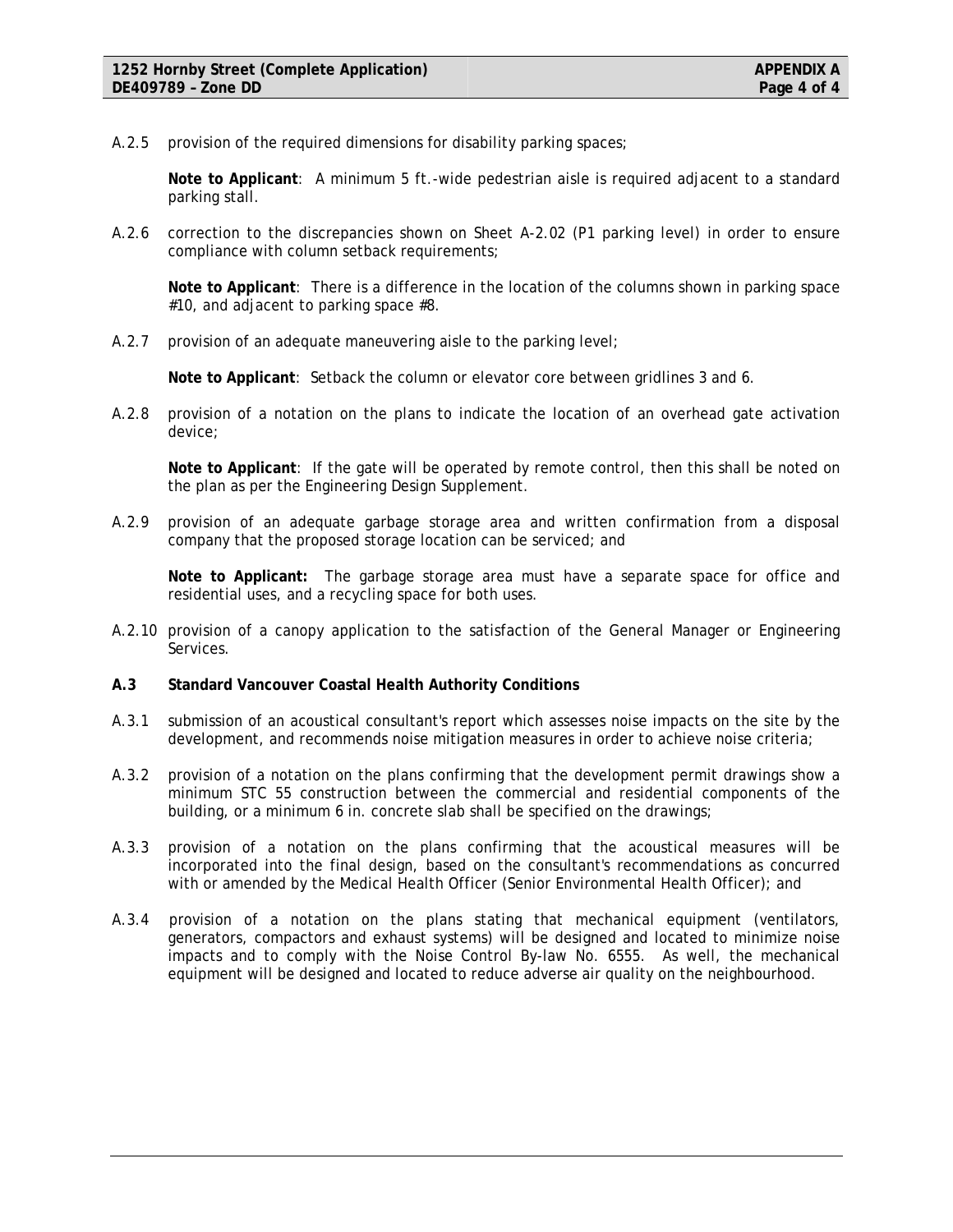A.2.5 provision of the required dimensions for disability parking spaces;

**Note to Applicant**: A minimum 5 ft.-wide pedestrian aisle is required adjacent to a standard parking stall.

A.2.6 correction to the discrepancies shown on Sheet A-2.02 (P1 parking level) in order to ensure compliance with column setback requirements;

**Note to Applicant**: There is a difference in the location of the columns shown in parking space #10, and adjacent to parking space #8.

A.2.7 provision of an adequate maneuvering aisle to the parking level;

**Note to Applicant**: Setback the column or elevator core between gridlines 3 and 6.

A.2.8 provision of a notation on the plans to indicate the location of an overhead gate activation device;

**Note to Applicant**: If the gate will be operated by remote control, then this shall be noted on the plan as per the Engineering Design Supplement.

A.2.9 provision of an adequate garbage storage area and written confirmation from a disposal company that the proposed storage location can be serviced; and

**Note to Applicant:** The garbage storage area must have a separate space for office and residential uses, and a recycling space for both uses.

A.2.10 provision of a canopy application to the satisfaction of the General Manager or Engineering Services.

**A.3 Standard Vancouver Coastal Health Authority Conditions**

A.3.1 submission of an acoustical consultant's report which assesses noise impacts on the site by the development, and recommends noise mitigation measures in order to achieve noise criteria;

A.3.2 provision of a notation on the plans confirming that the development permit drawings show a minimum STC 55 construction between the commercial and residential components of the building, or a minimum 6 in. concrete slab shall be specified on the drawings;

A.3.3 provision of a notation on the plans confirming that the acoustical measures will be incorporated into the final design, based on the consultant's recommendations as concurred with or amended by the Medical Health Officer (Senior Environmental Health Officer); and

A.3.4 provision of a notation on the plans stating that mechanical equipment (ventilators, generators, compactors and exhaust systems) will be designed and located to minimize noise impacts and to comply with the Noise Control By-law No. 6555. As well, the mechanical equipment will be designed and located to reduce adverse air quality on the neighbourhood.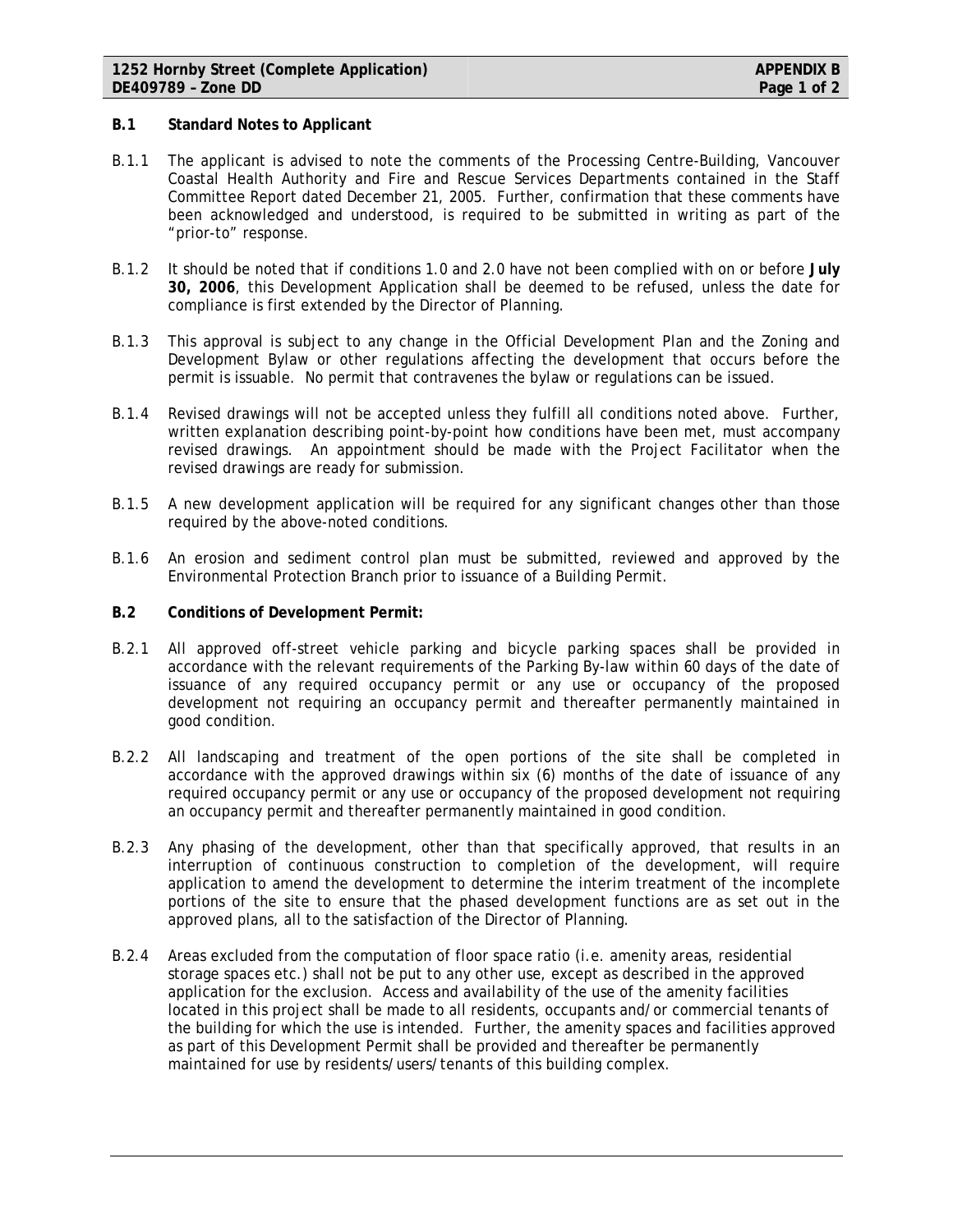**B.1 Standard Notes to Applicant**

B.1.1 The applicant is advised to note the comments of the Processing Centre-Building, Vancouver Coastal Health Authority and Fire and Rescue Services Departments contained in the Staff Committee Report dated December 21, 2005. Further, confirmation that these comments have been acknowledged and understood, is required to be submitted in writing as part of the "prior-to" response.

B.1.2 It should be noted that if conditions 1.0 and 2.0 have not been complied with on or before **July 30, 2006**, this Development Application shall be deemed to be refused, unless the date for compliance is first extended by the Director of Planning.

B.1.3 This approval is subject to any change in the Official Development Plan and the Zoning and Development Bylaw or other regulations affecting the development that occurs before the permit is issuable. No permit that contravenes the bylaw or regulations can be issued.

B.1.4 Revised drawings will not be accepted unless they fulfill all conditions noted above. Further, written explanation describing point-by-point how conditions have been met, must accompany revised drawings. An appointment should be made with the Project Facilitator when the revised drawings are ready for submission.

B.1.5 A new development application will be required for any significant changes other than those required by the above-noted conditions.

B.1.6 An erosion and sediment control plan must be submitted, reviewed and approved by the Environmental Protection Branch prior to issuance of a Building Permit.

**B.2 Conditions of Development Permit:**

B.2.1 All approved off-street vehicle parking and bicycle parking spaces shall be provided in accordance with the relevant requirements of the Parking By-law within 60 days of the date of issuance of any required occupancy permit or any use or occupancy of the proposed development not requiring an occupancy permit and thereafter permanently maintained in good condition.

B.2.2 All landscaping and treatment of the open portions of the site shall be completed in accordance with the approved drawings within six (6) months of the date of issuance of any required occupancy permit or any use or occupancy of the proposed development not requiring an occupancy permit and thereafter permanently maintained in good condition.

B.2.3 Any phasing of the development, other than that specifically approved, that results in an interruption of continuous construction to completion of the development, will require application to amend the development to determine the interim treatment of the incomplete portions of the site to ensure that the phased development functions are as set out in the approved plans, all to the satisfaction of the Director of Planning.

B.2.4 Areas excluded from the computation of floor space ratio (i.e. amenity areas, residential storage spaces etc.) shall not be put to any other use, except as described in the approved application for the exclusion. Access and availability of the use of the amenity facilities located in this project shall be made to all residents, occupants and/or commercial tenants of the building for which the use is intended. Further, the amenity spaces and facilities approved as part of this Development Permit shall be provided and thereafter be permanently maintained for use by residents/users/tenants of this building complex.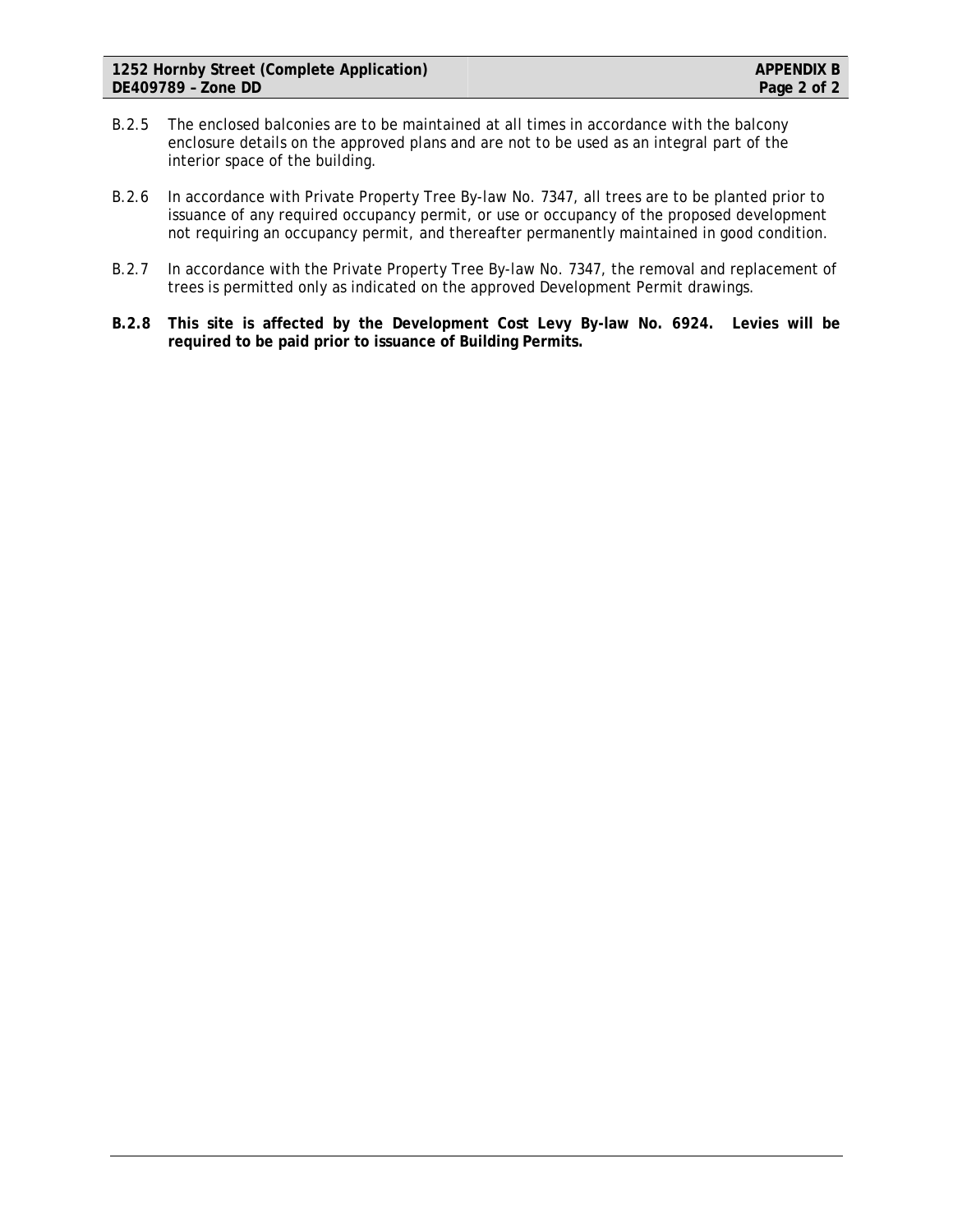B.2.5 The enclosed balconies are to be maintained at all times in accordance with the balcony enclosure details on the approved plans and are not to be used as an integral part of the interior space of the building.

B.2.6 In accordance with Private Property Tree By-law No. 7347, all trees are to be planted prior to issuance of any required occupancy permit, or use or occupancy of the proposed development not requiring an occupancy permit, and thereafter permanently maintained in good condition.

B.2.7 In accordance with the Private Property Tree By-law No. 7347, the removal and replacement of trees is permitted only as indicated on the approved Development Permit drawings.

**B.2.8 This site is affected by the Development Cost Levy By-law No. 6924. Levies will be required to be paid prior to issuance of Building Permits.**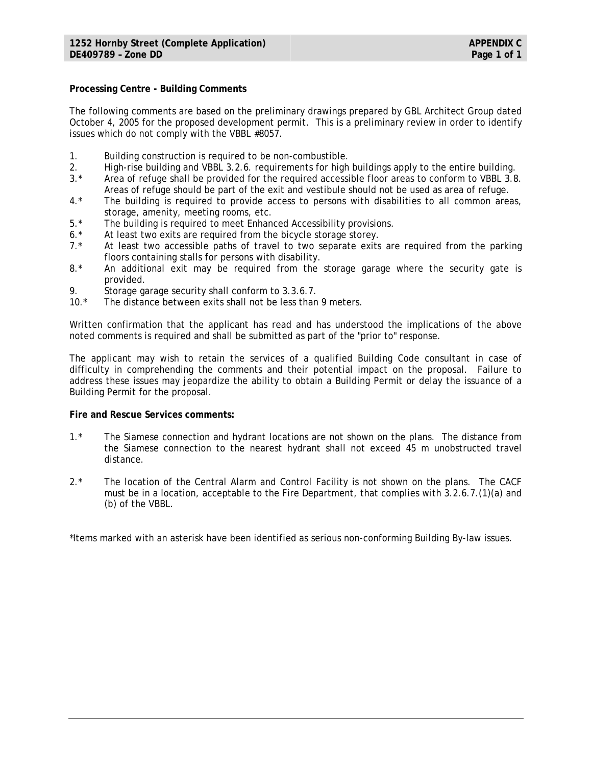**Processing Centre - Building Comments**

The following comments are based on the preliminary drawings prepared by GBL Architect Group dated October 4, 2005 for the proposed development permit. This is a preliminary review in order to identify issues which do not comply with the VBBL #8057.

1. Building construction is required to be non-combustible.
2. High-rise building and VBBL 3.2.6. requirements for high buildings apply to the entire building.
3.* Area of refuge shall be provided for the required accessible floor areas to conform to VBBL 3.8. Areas of refuge should be part of the exit and vestibule should not be used as area of refuge.
4.* The building is required to provide access to persons with disabilities to all common areas, storage, amenity, meeting rooms, etc.
5.* The building is required to meet Enhanced Accessibility provisions.
6.* At least two exits are required from the bicycle storage storey.
7.* At least two accessible paths of travel to two separate exits are required from the parking floors containing stalls for persons with disability.
8.* An additional exit may be required from the storage garage where the security gate is provided.
9. Storage garage security shall conform to 3.3.6.7.
10.* The distance between exits shall not be less than 9 meters.

Written confirmation that the applicant has read and has understood the implications of the above noted comments is required and shall be submitted as part of the "prior to" response.

The applicant may wish to retain the services of a qualified Building Code consultant in case of difficulty in comprehending the comments and their potential impact on the proposal. Failure to address these issues may jeopardize the ability to obtain a Building Permit or delay the issuance of a Building Permit for the proposal.

**Fire and Rescue Services comments:**

1.* The Siamese connection and hydrant locations are not shown on the plans. The distance from the Siamese connection to the nearest hydrant shall not exceed 45 m unobstructed travel distance.

2.* The location of the Central Alarm and Control Facility is not shown on the plans. The CACF must be in a location, acceptable to the Fire Department, that complies with 3.2.6.7.(1)(a) and (b) of the VBBL.

*Items marked with an asterisk have been identified as serious non-conforming Building By-law issues.